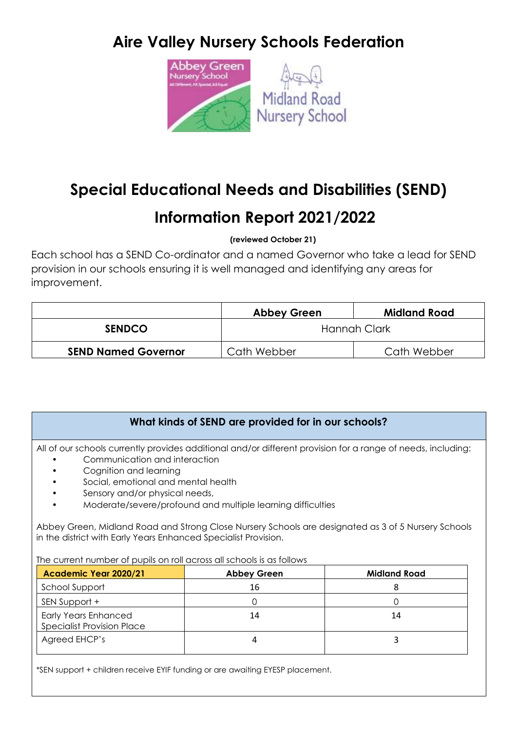# Aire Valley Nursery Schools Federation

# Special Educational Needs and Disabilities (SEND)

# Information Report 2021/2022

**(reviewed October 21)**

Each school has a SEND Co-ordinator and a named Governor who take a lead for SEND provision in our schools ensuring it is well managed and identifying any areas for improvement.

| | Abbey Green | Midland Road |
|---|---|---|
| **SENDCO** | Hannah Clark | |
| **SEND Named Governor** | Cath Webber | Cath Webber |

## What kinds of SEND are provided for in our schools?

All of our schools currently provides additional and/or different provision for a range of needs, including:

- Communication and interaction
- Cognition and learning
- Social, emotional and mental health
- Sensory and/or physical needs,
- Moderate/severe/profound and multiple learning difficulties

Abbey Green, Midland Road and Strong Close Nursery Schools are designated as 3 of 5 Nursery Schools in the district with Early Years Enhanced Specialist Provision.

The current number of pupils on roll across all schools is as follows

| Academic Year 2020/21 | Abbey Green | Midland Road |
|---|---|---|
| School Support | 16 | 8 |
| SEN Support + | 0 | 0 |
| Early Years Enhanced Specialist Provision Place | 14 | 14 |
| Agreed EHCP's | 4 | 3 |

*SEN support + children receive EYIF funding or are awaiting EYESP placement.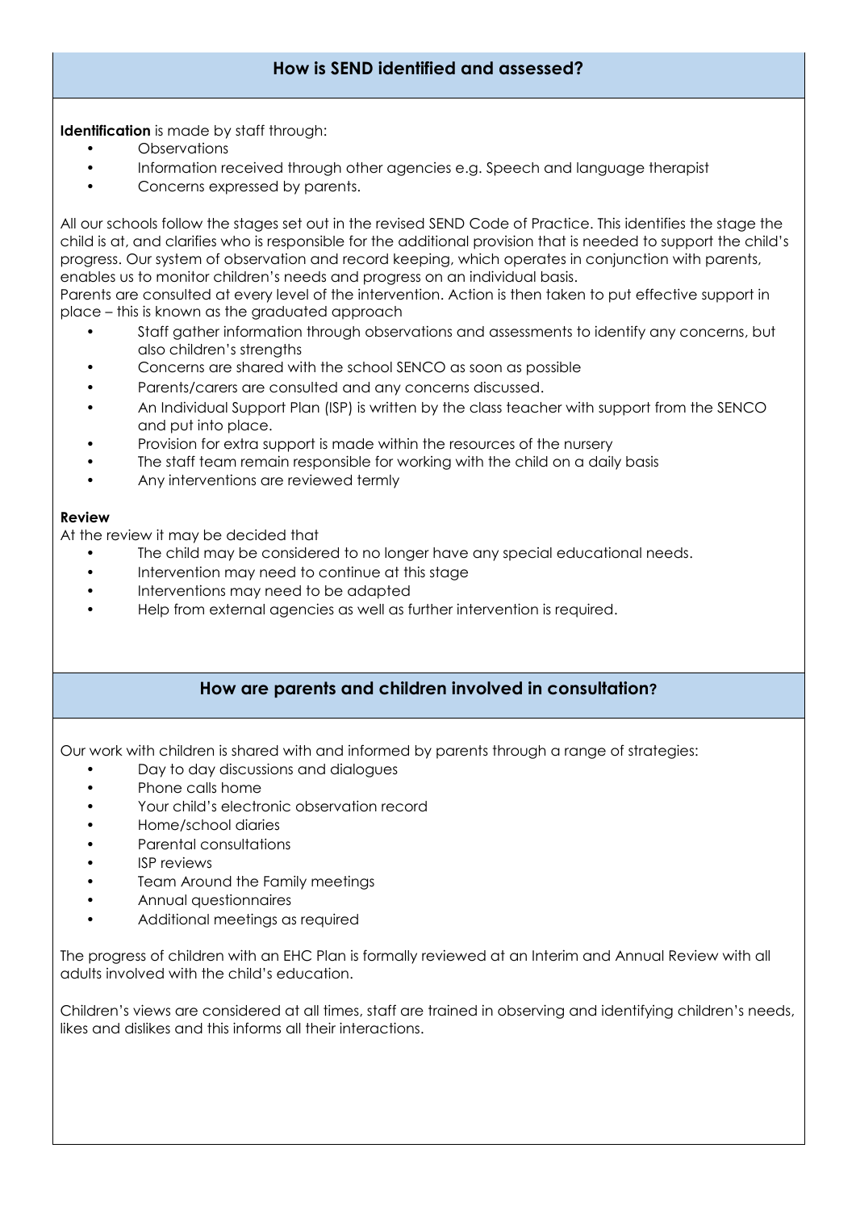## How is SEND identified and assessed?

**Identification** is made by staff through:

- Observations
- Information received through other agencies e.g. Speech and language therapist
- Concerns expressed by parents.

All our schools follow the stages set out in the revised SEND Code of Practice. This identifies the stage the child is at, and clarifies who is responsible for the additional provision that is needed to support the child's progress. Our system of observation and record keeping, which operates in conjunction with parents, enables us to monitor children's needs and progress on an individual basis.

Parents are consulted at every level of the intervention. Action is then taken to put effective support in place – this is known as the graduated approach

- Staff gather information through observations and assessments to identify any concerns, but also children's strengths
- Concerns are shared with the school SENCO as soon as possible
- Parents/carers are consulted and any concerns discussed.
- An Individual Support Plan (ISP) is written by the class teacher with support from the SENCO and put into place.
- Provision for extra support is made within the resources of the nursery
- The staff team remain responsible for working with the child on a daily basis
- Any interventions are reviewed termly

**Review**

At the review it may be decided that

- The child may be considered to no longer have any special educational needs.
- Intervention may need to continue at this stage
- Interventions may need to be adapted
- Help from external agencies as well as further intervention is required.

## How are parents and children involved in consultation?

Our work with children is shared with and informed by parents through a range of strategies:

- Day to day discussions and dialogues
- Phone calls home
- Your child's electronic observation record
- Home/school diaries
- Parental consultations
- ISP reviews
- Team Around the Family meetings
- Annual questionnaires
- Additional meetings as required

The progress of children with an EHC Plan is formally reviewed at an Interim and Annual Review with all adults involved with the child's education.

Children's views are considered at all times, staff are trained in observing and identifying children's needs, likes and dislikes and this informs all their interactions.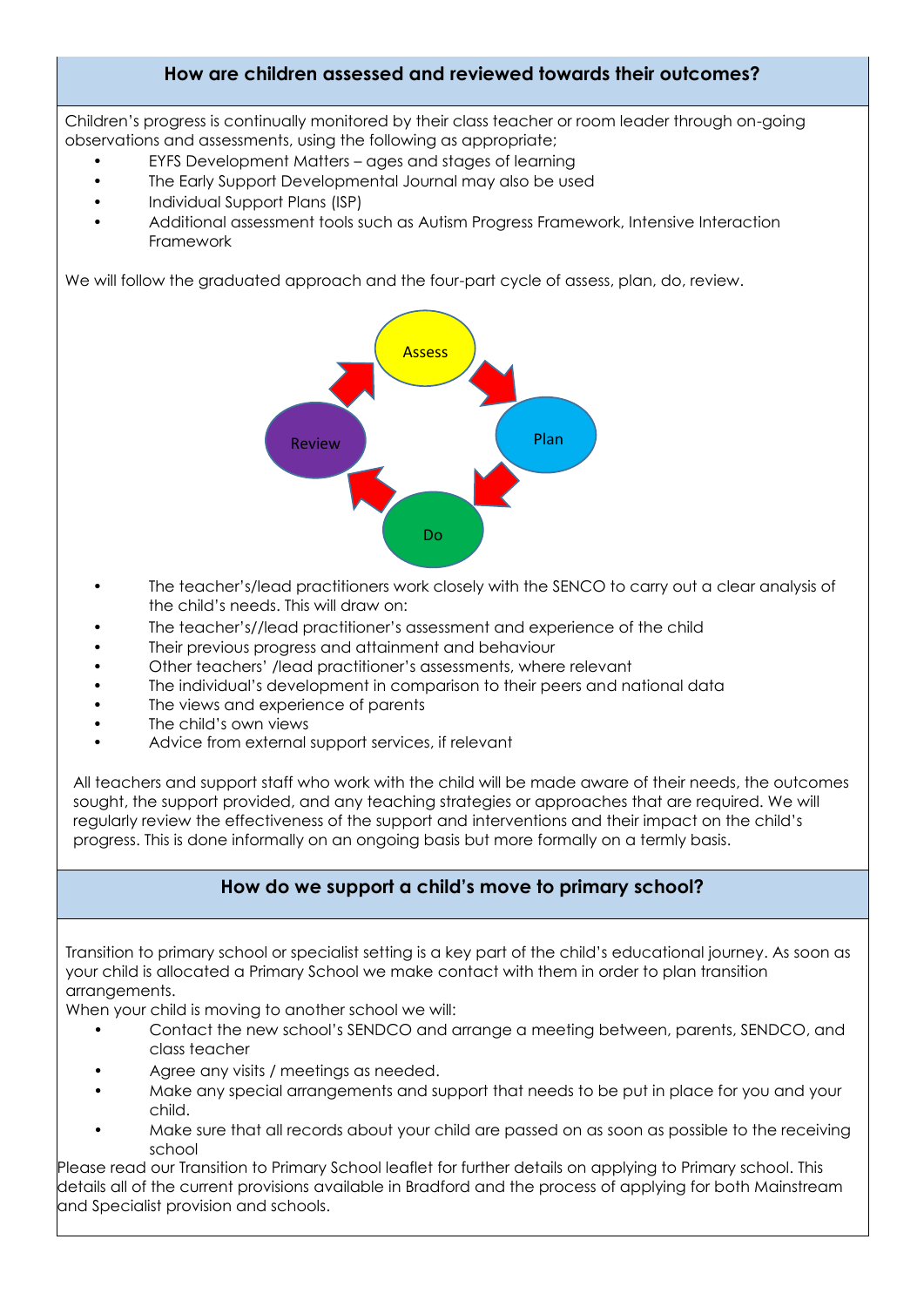## How are children assessed and reviewed towards their outcomes?

Children's progress is continually monitored by their class teacher or room leader through on-going observations and assessments, using the following as appropriate;

- EYFS Development Matters – ages and stages of learning
- The Early Support Developmental Journal may also be used
- Individual Support Plans (ISP)
- Additional assessment tools such as Autism Progress Framework, Intensive Interaction Framework

We will follow the graduated approach and the four-part cycle of assess, plan, do, review.

Assess → Plan → Do → Review

- The teacher's/lead practitioners work closely with the SENCO to carry out a clear analysis of the child's needs. This will draw on:
- The teacher's//lead practitioner's assessment and experience of the child
- Their previous progress and attainment and behaviour
- Other teachers' /lead practitioner's assessments, where relevant
- The individual's development in comparison to their peers and national data
- The views and experience of parents
- The child's own views
- Advice from external support services, if relevant

All teachers and support staff who work with the child will be made aware of their needs, the outcomes sought, the support provided, and any teaching strategies or approaches that are required. We will regularly review the effectiveness of the support and interventions and their impact on the child's progress. This is done informally on an ongoing basis but more formally on a termly basis.

## How do we support a child's move to primary school?

Transition to primary school or specialist setting is a key part of the child's educational journey. As soon as your child is allocated a Primary School we make contact with them in order to plan transition arrangements.

When your child is moving to another school we will:

- Contact the new school's SENDCO and arrange a meeting between, parents, SENDCO, and class teacher
- Agree any visits / meetings as needed.
- Make any special arrangements and support that needs to be put in place for you and your child.
- Make sure that all records about your child are passed on as soon as possible to the receiving school

Please read our Transition to Primary School leaflet for further details on applying to Primary school. This details all of the current provisions available in Bradford and the process of applying for both Mainstream and Specialist provision and schools.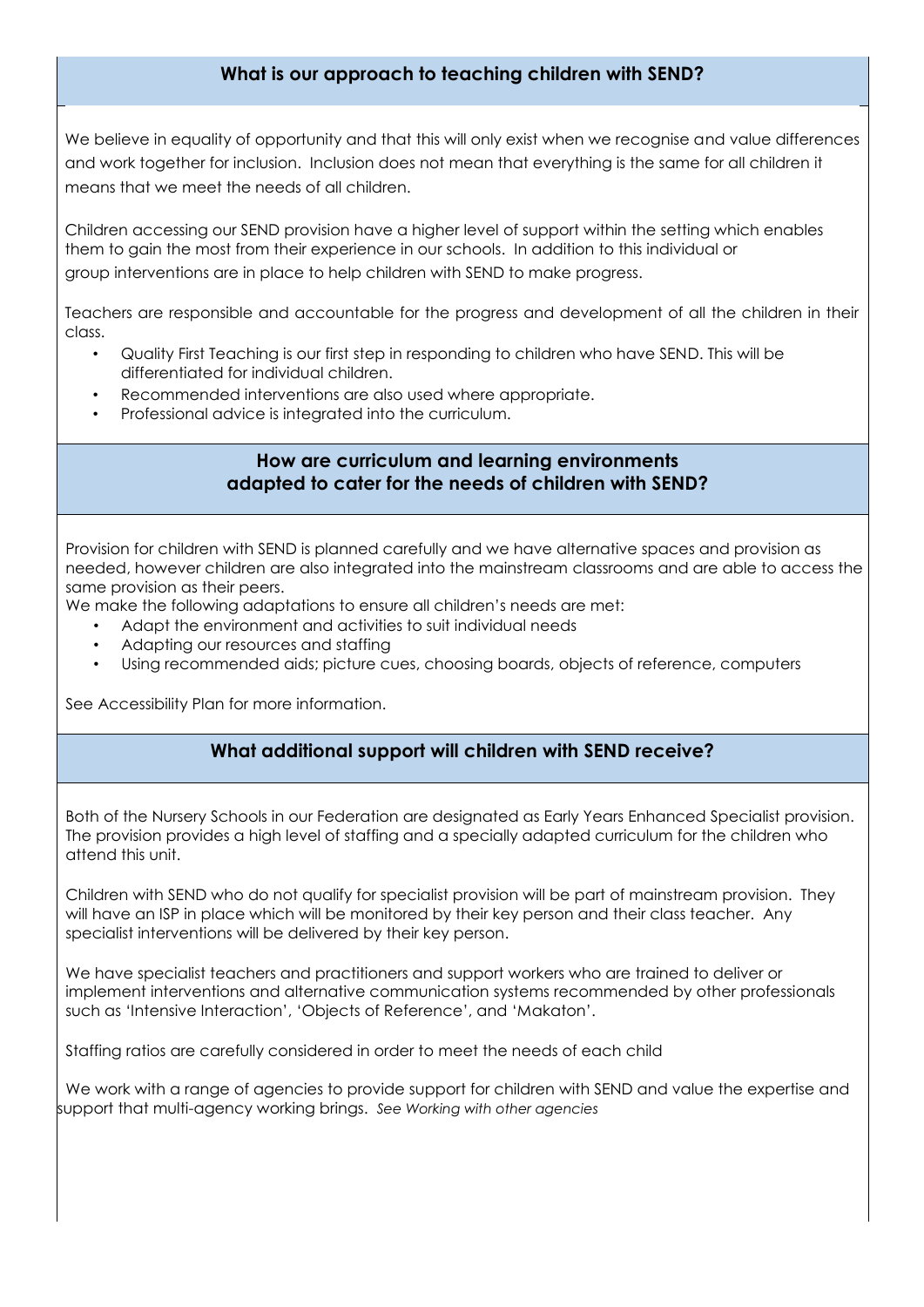## What is our approach to teaching children with SEND?

We believe in equality of opportunity and that this will only exist when we recognise and value differences and work together for inclusion. Inclusion does not mean that everything is the same for all children it means that we meet the needs of all children.

Children accessing our SEND provision have a higher level of support within the setting which enables them to gain the most from their experience in our schools. In addition to this individual or group interventions are in place to help children with SEND to make progress.

Teachers are responsible and accountable for the progress and development of all the children in their class.

- Quality First Teaching is our first step in responding to children who have SEND. This will be differentiated for individual children.
- Recommended interventions are also used where appropriate.
- Professional advice is integrated into the curriculum.

## How are curriculum and learning environments adapted to cater for the needs of children with SEND?

Provision for children with SEND is planned carefully and we have alternative spaces and provision as needed, however children are also integrated into the mainstream classrooms and are able to access the same provision as their peers.

We make the following adaptations to ensure all children's needs are met:

- Adapt the environment and activities to suit individual needs
- Adapting our resources and staffing
- Using recommended aids; picture cues, choosing boards, objects of reference, computers

See Accessibility Plan for more information.

## What additional support will children with SEND receive?

Both of the Nursery Schools in our Federation are designated as Early Years Enhanced Specialist provision. The provision provides a high level of staffing and a specially adapted curriculum for the children who attend this unit.

Children with SEND who do not qualify for specialist provision will be part of mainstream provision. They will have an ISP in place which will be monitored by their key person and their class teacher. Any specialist interventions will be delivered by their key person.

We have specialist teachers and practitioners and support workers who are trained to deliver or implement interventions and alternative communication systems recommended by other professionals such as 'Intensive Interaction', 'Objects of Reference', and 'Makaton'.

Staffing ratios are carefully considered in order to meet the needs of each child

We work with a range of agencies to provide support for children with SEND and value the expertise and support that multi-agency working brings. *See Working with other agencies*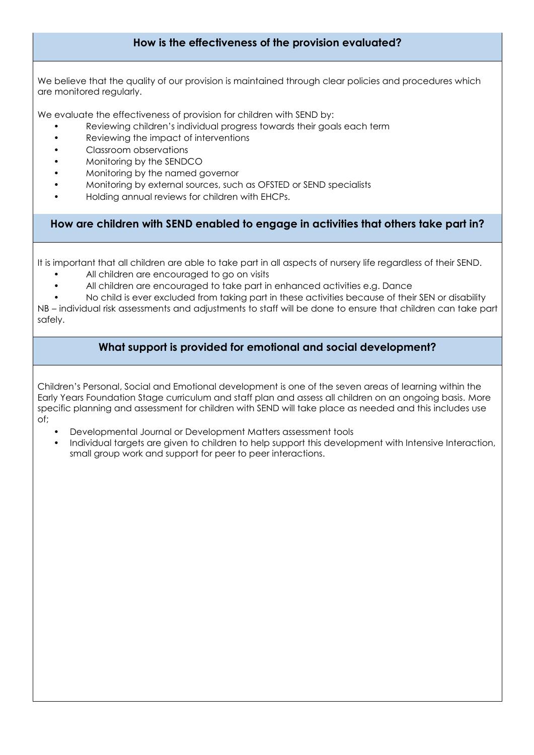## How is the effectiveness of the provision evaluated?

We believe that the quality of our provision is maintained through clear policies and procedures which are monitored regularly.

We evaluate the effectiveness of provision for children with SEND by:

- Reviewing children's individual progress towards their goals each term
- Reviewing the impact of interventions
- Classroom observations
- Monitoring by the SENDCO
- Monitoring by the named governor
- Monitoring by external sources, such as OFSTED or SEND specialists
- Holding annual reviews for children with EHCPs.

## How are children with SEND enabled to engage in activities that others take part in?

It is important that all children are able to take part in all aspects of nursery life regardless of their SEND.

- All children are encouraged to go on visits
- All children are encouraged to take part in enhanced activities e.g. Dance
- No child is ever excluded from taking part in these activities because of their SEN or disability

NB – individual risk assessments and adjustments to staff will be done to ensure that children can take part safely.

## What support is provided for emotional and social development?

Children's Personal, Social and Emotional development is one of the seven areas of learning within the Early Years Foundation Stage curriculum and staff plan and assess all children on an ongoing basis. More specific planning and assessment for children with SEND will take place as needed and this includes use of;

- Developmental Journal or Development Matters assessment tools
- Individual targets are given to children to help support this development with Intensive Interaction, small group work and support for peer to peer interactions.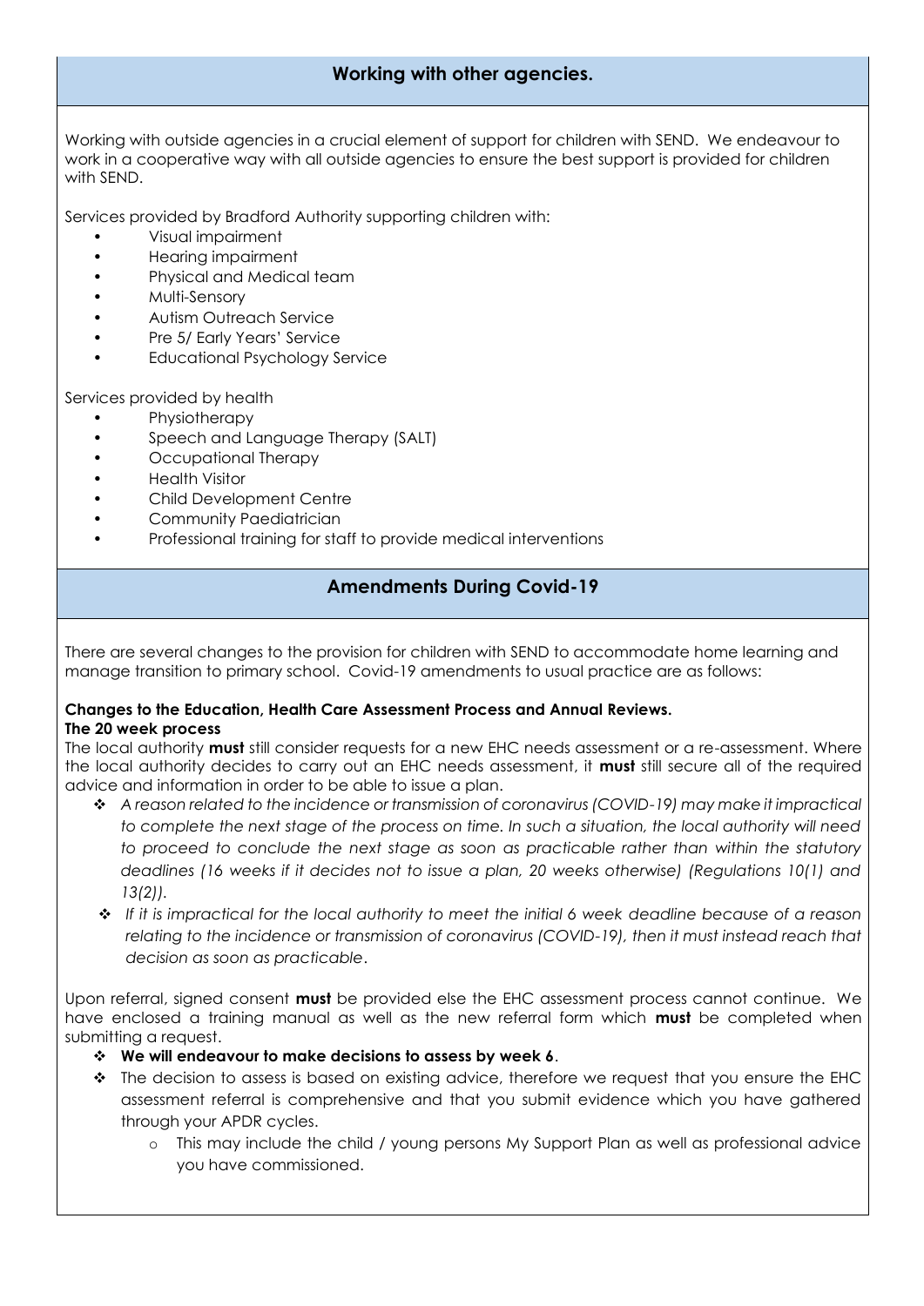## Working with other agencies.

Working with outside agencies in a crucial element of support for children with SEND. We endeavour to work in a cooperative way with all outside agencies to ensure the best support is provided for children with SEND.

Services provided by Bradford Authority supporting children with:

- Visual impairment
- Hearing impairment
- Physical and Medical team
- Multi-Sensory
- Autism Outreach Service
- Pre 5/ Early Years' Service
- Educational Psychology Service

Services provided by health

- Physiotherapy
- Speech and Language Therapy (SALT)
- Occupational Therapy
- Health Visitor
- Child Development Centre
- Community Paediatrician
- Professional training for staff to provide medical interventions

## Amendments During Covid-19

There are several changes to the provision for children with SEND to accommodate home learning and manage transition to primary school. Covid-19 amendments to usual practice are as follows:

**Changes to the Education, Health Care Assessment Process and Annual Reviews.**
**The 20 week process**

The local authority **must** still consider requests for a new EHC needs assessment or a re-assessment. Where the local authority decides to carry out an EHC needs assessment, it **must** still secure all of the required advice and information in order to be able to issue a plan.

- *A reason related to the incidence or transmission of coronavirus (COVID-19) may make it impractical to complete the next stage of the process on time. In such a situation, the local authority will need to proceed to conclude the next stage as soon as practicable rather than within the statutory deadlines (16 weeks if it decides not to issue a plan, 20 weeks otherwise) (Regulations 10(1) and 13(2)).*
- *If it is impractical for the local authority to meet the initial 6 week deadline because of a reason relating to the incidence or transmission of coronavirus (COVID-19), then it must instead reach that decision as soon as practicable*.

Upon referral, signed consent **must** be provided else the EHC assessment process cannot continue. We have enclosed a training manual as well as the new referral form which **must** be completed when submitting a request.

- **We will endeavour to make decisions to assess by week 6**.
- The decision to assess is based on existing advice, therefore we request that you ensure the EHC assessment referral is comprehensive and that you submit evidence which you have gathered through your APDR cycles.
  - This may include the child / young persons My Support Plan as well as professional advice you have commissioned.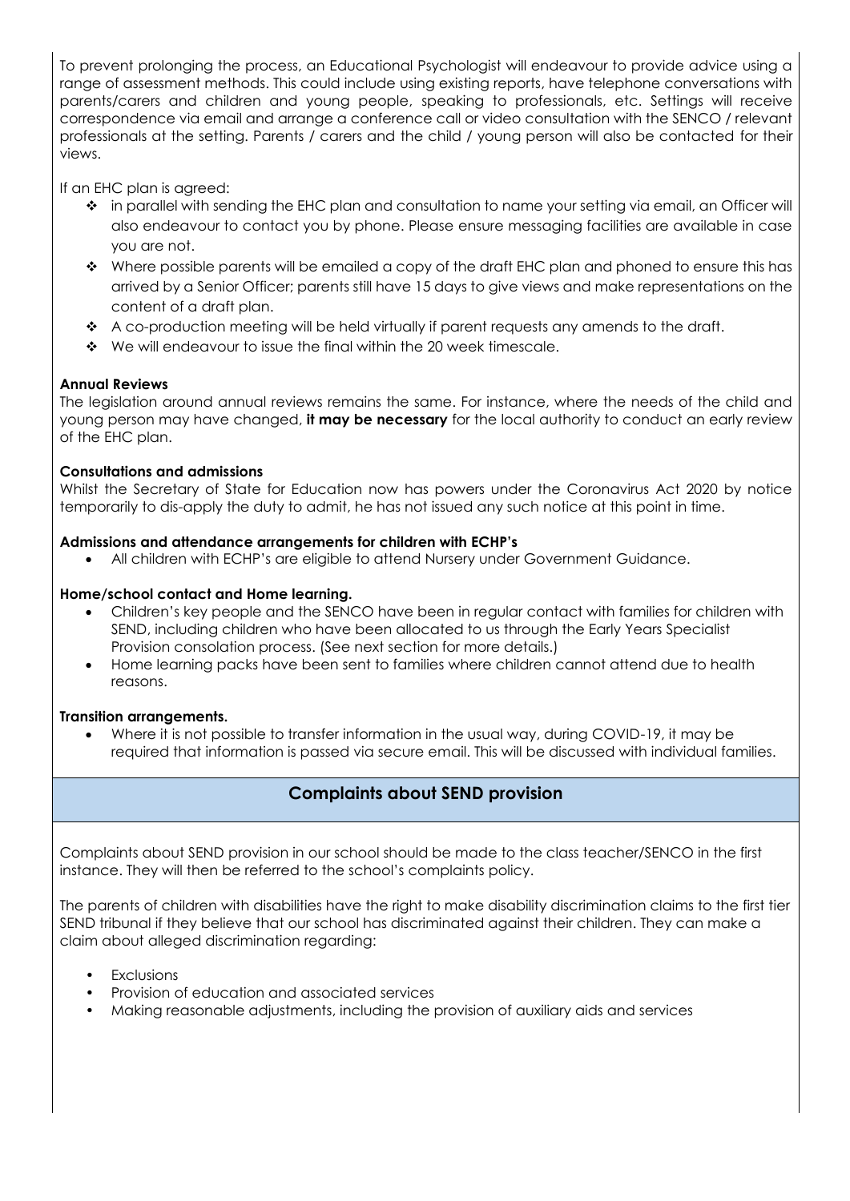To prevent prolonging the process, an Educational Psychologist will endeavour to provide advice using a range of assessment methods. This could include using existing reports, have telephone conversations with parents/carers and children and young people, speaking to professionals, etc. Settings will receive correspondence via email and arrange a conference call or video consultation with the SENCO / relevant professionals at the setting. Parents / carers and the child / young person will also be contacted for their views.

If an EHC plan is agreed:

- in parallel with sending the EHC plan and consultation to name your setting via email, an Officer will also endeavour to contact you by phone. Please ensure messaging facilities are available in case you are not.
- Where possible parents will be emailed a copy of the draft EHC plan and phoned to ensure this has arrived by a Senior Officer; parents still have 15 days to give views and make representations on the content of a draft plan.
- A co-production meeting will be held virtually if parent requests any amends to the draft.
- We will endeavour to issue the final within the 20 week timescale.

**Annual Reviews**

The legislation around annual reviews remains the same. For instance, where the needs of the child and young person may have changed, **it may be necessary** for the local authority to conduct an early review of the EHC plan.

**Consultations and admissions**

Whilst the Secretary of State for Education now has powers under the Coronavirus Act 2020 by notice temporarily to dis-apply the duty to admit, he has not issued any such notice at this point in time.

**Admissions and attendance arrangements for children with ECHP's**

- All children with ECHP's are eligible to attend Nursery under Government Guidance.

**Home/school contact and Home learning.**

- Children's key people and the SENCO have been in regular contact with families for children with SEND, including children who have been allocated to us through the Early Years Specialist Provision consolation process. (See next section for more details.)
- Home learning packs have been sent to families where children cannot attend due to health reasons.

**Transition arrangements.**

- Where it is not possible to transfer information in the usual way, during COVID-19, it may be required that information is passed via secure email. This will be discussed with individual families.

## Complaints about SEND provision

Complaints about SEND provision in our school should be made to the class teacher/SENCO in the first instance. They will then be referred to the school's complaints policy.

The parents of children with disabilities have the right to make disability discrimination claims to the first tier SEND tribunal if they believe that our school has discriminated against their children. They can make a claim about alleged discrimination regarding:

- Exclusions
- Provision of education and associated services
- Making reasonable adjustments, including the provision of auxiliary aids and services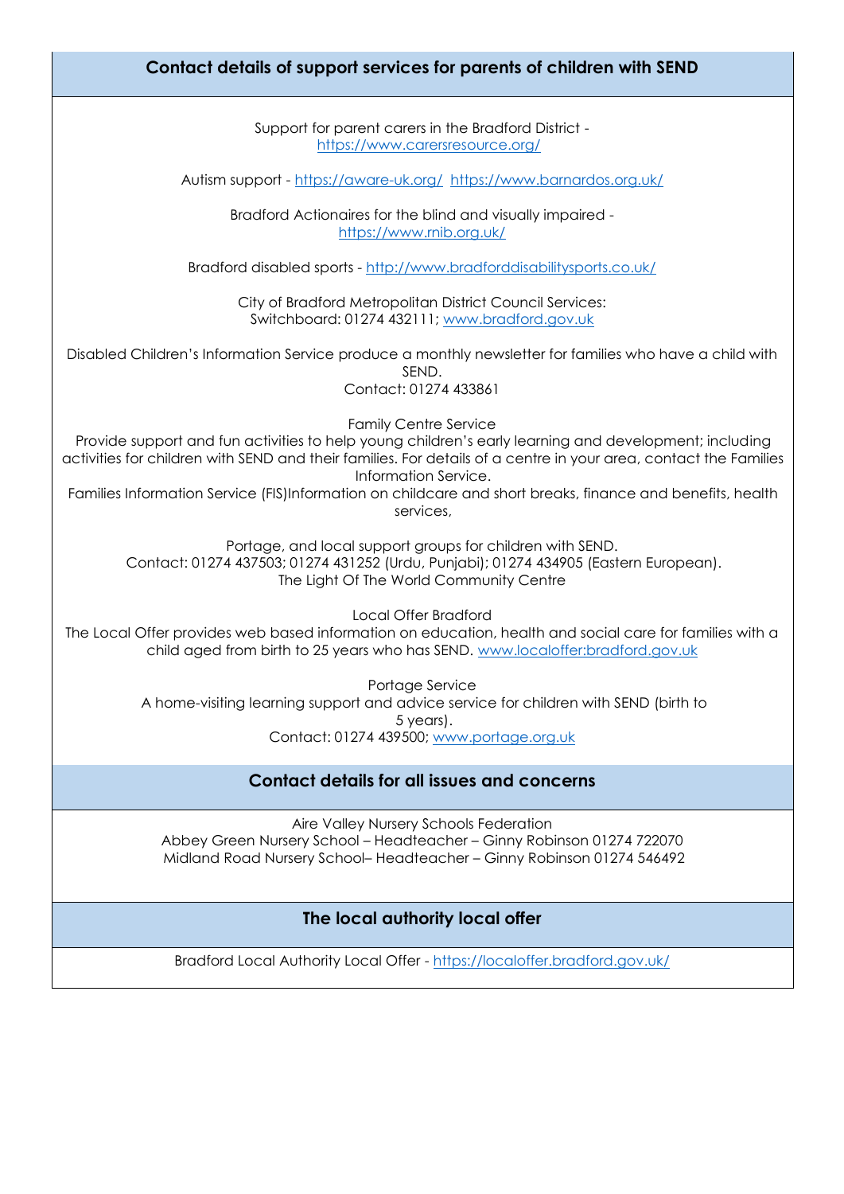## Contact details of support services for parents of children with SEND

Support for parent carers in the Bradford District - https://www.carersresource.org/

Autism support - https://aware-uk.org/ https://www.barnardos.org.uk/

Bradford Actionaires for the blind and visually impaired - https://www.rnib.org.uk/

Bradford disabled sports - http://www.bradforddisabilitysports.co.uk/

City of Bradford Metropolitan District Council Services:
Switchboard: 01274 432111; www.bradford.gov.uk

Disabled Children's Information Service produce a monthly newsletter for families who have a child with SEND.
Contact: 01274 433861

Family Centre Service
Provide support and fun activities to help young children's early learning and development; including activities for children with SEND and their families. For details of a centre in your area, contact the Families Information Service.
Families Information Service (FIS)Information on childcare and short breaks, finance and benefits, health services,

Portage, and local support groups for children with SEND.
Contact: 01274 437503; 01274 431252 (Urdu, Punjabi); 01274 434905 (Eastern European).
The Light Of The World Community Centre

Local Offer Bradford
The Local Offer provides web based information on education, health and social care for families with a child aged from birth to 25 years who has SEND. www.localoffer:bradford.gov.uk

Portage Service
A home-visiting learning support and advice service for children with SEND (birth to 5 years).
Contact: 01274 439500; www.portage.org.uk

## Contact details for all issues and concerns

Aire Valley Nursery Schools Federation
Abbey Green Nursery School – Headteacher – Ginny Robinson 01274 722070
Midland Road Nursery School– Headteacher – Ginny Robinson 01274 546492

## The local authority local offer

Bradford Local Authority Local Offer - https://localoffer.bradford.gov.uk/